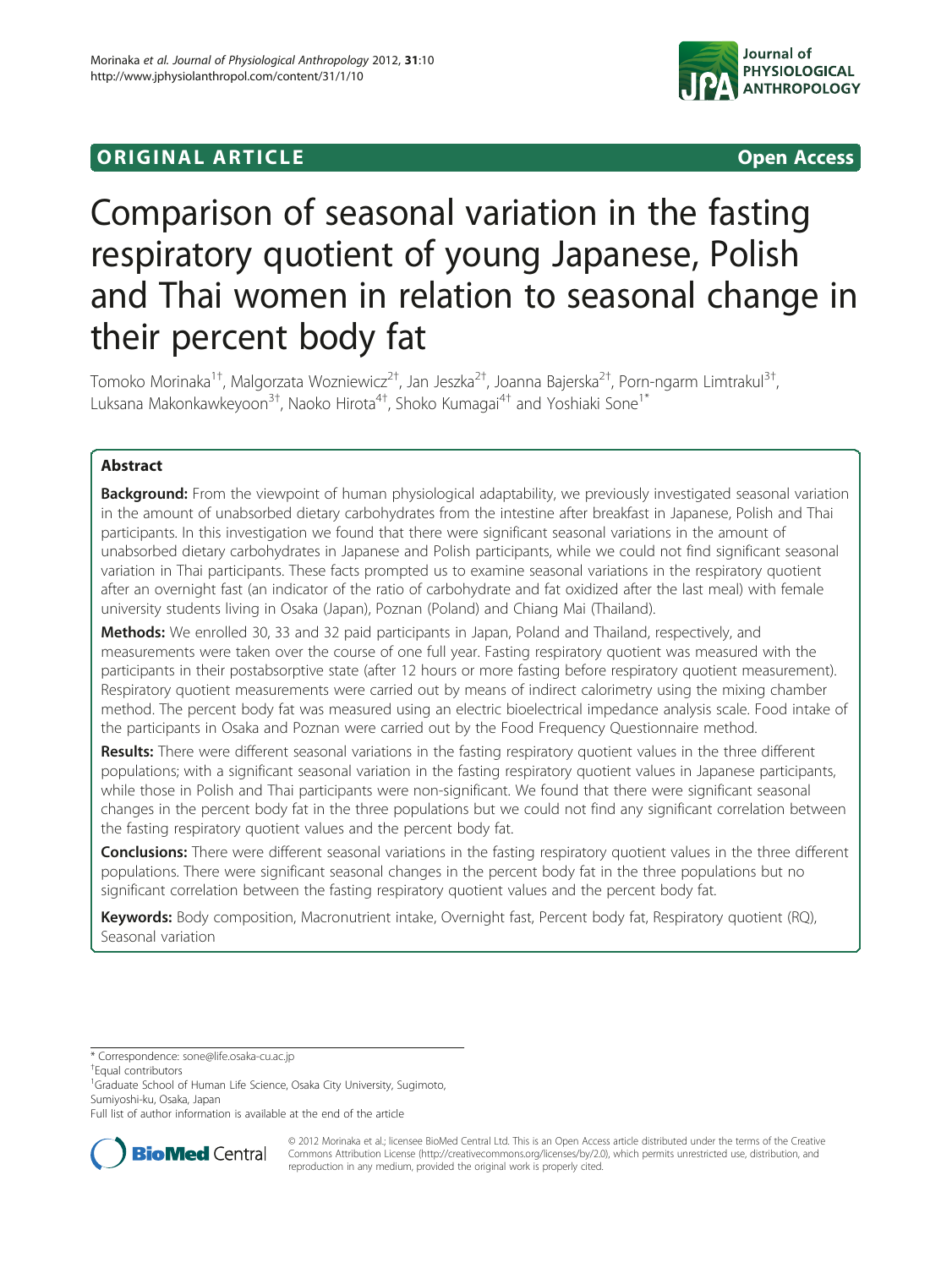**ORIGINAL ARTICLE** **Open Access**

# Comparison of seasonal variation in the fasting respiratory quotient of young Japanese, Polish and Thai women in relation to seasonal change in their percent body fat

Tomoko Morinaka[1†], Malgorzata Wozniewicz[2†], Jan Jeszka[2†], Joanna Bajerska[2†], Porn-ngarm Limtrakul[3†], Luksana Makonkawkeyoon[3†], Naoko Hirota[4†], Shoko Kumagai[4†] and Yoshiaki Sone[1*]

## Abstract

**Background:** From the viewpoint of human physiological adaptability, we previously investigated seasonal variation in the amount of unabsorbed dietary carbohydrates from the intestine after breakfast in Japanese, Polish and Thai participants. In this investigation we found that there were significant seasonal variations in the amount of unabsorbed dietary carbohydrates in Japanese and Polish participants, while we could not find significant seasonal variation in Thai participants. These facts prompted us to examine seasonal variations in the respiratory quotient after an overnight fast (an indicator of the ratio of carbohydrate and fat oxidized after the last meal) with female university students living in Osaka (Japan), Poznan (Poland) and Chiang Mai (Thailand).

**Methods:** We enrolled 30, 33 and 32 paid participants in Japan, Poland and Thailand, respectively, and measurements were taken over the course of one full year. Fasting respiratory quotient was measured with the participants in their postabsorptive state (after 12 hours or more fasting before respiratory quotient measurement). Respiratory quotient measurements were carried out by means of indirect calorimetry using the mixing chamber method. The percent body fat was measured using an electric bioelectrical impedance analysis scale. Food intake of the participants in Osaka and Poznan were carried out by the Food Frequency Questionnaire method.

**Results:** There were different seasonal variations in the fasting respiratory quotient values in the three different populations; with a significant seasonal variation in the fasting respiratory quotient values in Japanese participants, while those in Polish and Thai participants were non-significant. We found that there were significant seasonal changes in the percent body fat in the three populations but we could not find any significant correlation between the fasting respiratory quotient values and the percent body fat.

**Conclusions:** There were different seasonal variations in the fasting respiratory quotient values in the three different populations. There were significant seasonal changes in the percent body fat in the three populations but no significant correlation between the fasting respiratory quotient values and the percent body fat.

**Keywords:** Body composition, Macronutrient intake, Overnight fast, Percent body fat, Respiratory quotient (RQ), Seasonal variation

\* Correspondence: sone@life.osaka-cu.ac.jp
†Equal contributors
[1]Graduate School of Human Life Science, Osaka City University, Sugimoto, Sumiyoshi-ku, Osaka, Japan
Full list of author information is available at the end of the article

© 2012 Morinaka et al.; licensee BioMed Central Ltd. This is an Open Access article distributed under the terms of the Creative Commons Attribution License (http://creativecommons.org/licenses/by/2.0), which permits unrestricted use, distribution, and reproduction in any medium, provided the original work is properly cited.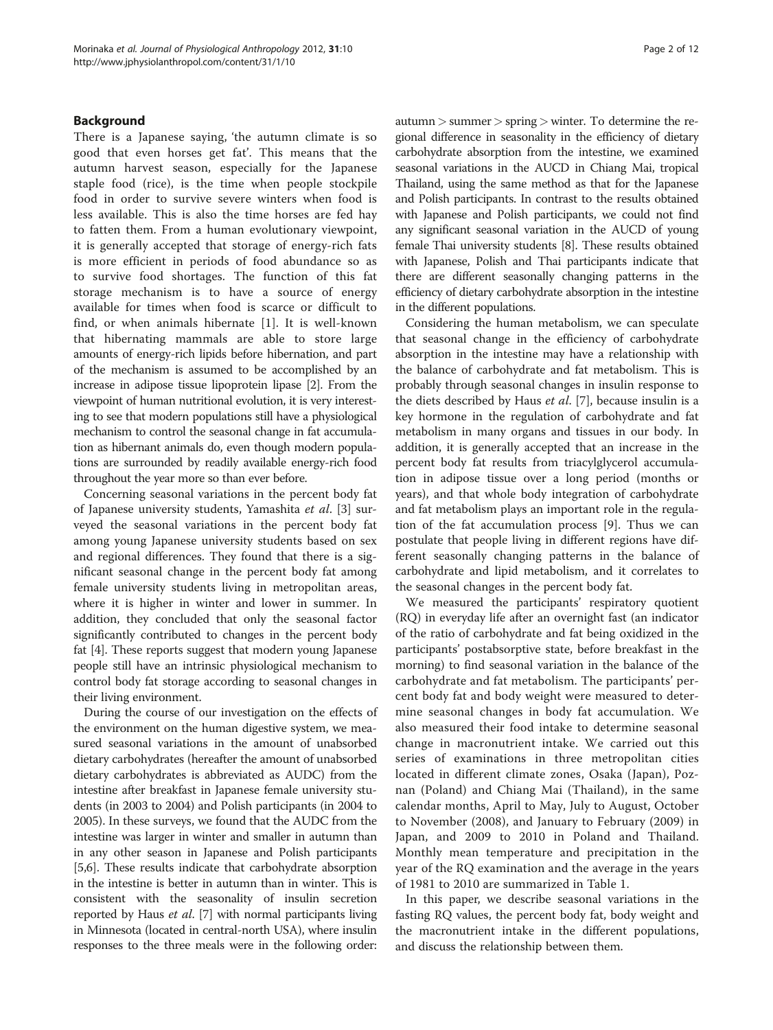## Background

There is a Japanese saying, 'the autumn climate is so good that even horses get fat'. This means that the autumn harvest season, especially for the Japanese staple food (rice), is the time when people stockpile food in order to survive severe winters when food is less available. This is also the time horses are fed hay to fatten them. From a human evolutionary viewpoint, it is generally accepted that storage of energy-rich fats is more efficient in periods of food abundance so as to survive food shortages. The function of this fat storage mechanism is to have a source of energy available for times when food is scarce or difficult to find, or when animals hibernate [1]. It is well-known that hibernating mammals are able to store large amounts of energy-rich lipids before hibernation, and part of the mechanism is assumed to be accomplished by an increase in adipose tissue lipoprotein lipase [2]. From the viewpoint of human nutritional evolution, it is very interesting to see that modern populations still have a physiological mechanism to control the seasonal change in fat accumulation as hibernant animals do, even though modern populations are surrounded by readily available energy-rich food throughout the year more so than ever before.

Concerning seasonal variations in the percent body fat of Japanese university students, Yamashita *et al*. [3] surveyed the seasonal variations in the percent body fat among young Japanese university students based on sex and regional differences. They found that there is a significant seasonal change in the percent body fat among female university students living in metropolitan areas, where it is higher in winter and lower in summer. In addition, they concluded that only the seasonal factor significantly contributed to changes in the percent body fat [4]. These reports suggest that modern young Japanese people still have an intrinsic physiological mechanism to control body fat storage according to seasonal changes in their living environment.

During the course of our investigation on the effects of the environment on the human digestive system, we measured seasonal variations in the amount of unabsorbed dietary carbohydrates (hereafter the amount of unabsorbed dietary carbohydrates is abbreviated as AUDC) from the intestine after breakfast in Japanese female university students (in 2003 to 2004) and Polish participants (in 2004 to 2005). In these surveys, we found that the AUDC from the intestine was larger in winter and smaller in autumn than in any other season in Japanese and Polish participants [5,6]. These results indicate that carbohydrate absorption in the intestine is better in autumn than in winter. This is consistent with the seasonality of insulin secretion reported by Haus *et al*. [7] with normal participants living in Minnesota (located in central-north USA), where insulin responses to the three meals were in the following order: autumn > summer > spring > winter. To determine the regional difference in seasonality in the efficiency of dietary carbohydrate absorption from the intestine, we examined seasonal variations in the AUCD in Chiang Mai, tropical Thailand, using the same method as that for the Japanese and Polish participants. In contrast to the results obtained with Japanese and Polish participants, we could not find any significant seasonal variation in the AUCD of young female Thai university students [8]. These results obtained with Japanese, Polish and Thai participants indicate that there are different seasonally changing patterns in the efficiency of dietary carbohydrate absorption in the intestine in the different populations.

Considering the human metabolism, we can speculate that seasonal change in the efficiency of carbohydrate absorption in the intestine may have a relationship with the balance of carbohydrate and fat metabolism. This is probably through seasonal changes in insulin response to the diets described by Haus *et al*. [7], because insulin is a key hormone in the regulation of carbohydrate and fat metabolism in many organs and tissues in our body. In addition, it is generally accepted that an increase in the percent body fat results from triacylglycerol accumulation in adipose tissue over a long period (months or years), and that whole body integration of carbohydrate and fat metabolism plays an important role in the regulation of the fat accumulation process [9]. Thus we can postulate that people living in different regions have different seasonally changing patterns in the balance of carbohydrate and lipid metabolism, and it correlates to the seasonal changes in the percent body fat.

We measured the participants' respiratory quotient (RQ) in everyday life after an overnight fast (an indicator of the ratio of carbohydrate and fat being oxidized in the participants' postabsorptive state, before breakfast in the morning) to find seasonal variation in the balance of the carbohydrate and fat metabolism. The participants' percent body fat and body weight were measured to determine seasonal changes in body fat accumulation. We also measured their food intake to determine seasonal change in macronutrient intake. We carried out this series of examinations in three metropolitan cities located in different climate zones, Osaka (Japan), Poznan (Poland) and Chiang Mai (Thailand), in the same calendar months, April to May, July to August, October to November (2008), and January to February (2009) in Japan, and 2009 to 2010 in Poland and Thailand. Monthly mean temperature and precipitation in the year of the RQ examination and the average in the years of 1981 to 2010 are summarized in Table 1.

In this paper, we describe seasonal variations in the fasting RQ values, the percent body fat, body weight and the macronutrient intake in the different populations, and discuss the relationship between them.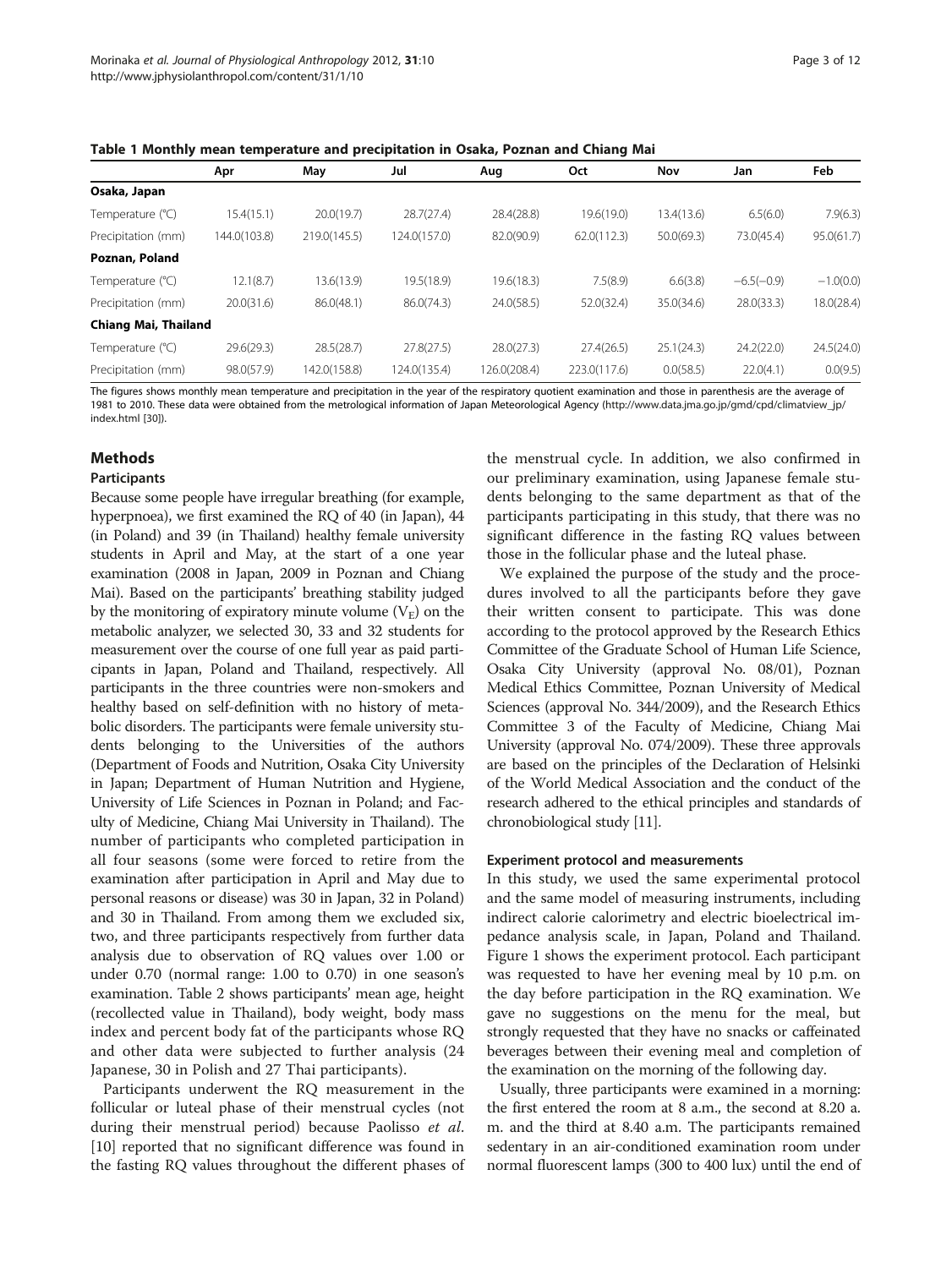**Table 1 Monthly mean temperature and precipitation in Osaka, Poznan and Chiang Mai**

| | Apr | May | Jul | Aug | Oct | Nov | Jan | Feb |
|---|---|---|---|---|---|---|---|---|
| **Osaka, Japan** | | | | | | | | |
| Temperature (°C) | 15.4(15.1) | 20.0(19.7) | 28.7(27.4) | 28.4(28.8) | 19.6(19.0) | 13.4(13.6) | 6.5(6.0) | 7.9(6.3) |
| Precipitation (mm) | 144.0(103.8) | 219.0(145.5) | 124.0(157.0) | 82.0(90.9) | 62.0(112.3) | 50.0(69.3) | 73.0(45.4) | 95.0(61.7) |
| **Poznan, Poland** | | | | | | | | |
| Temperature (°C) | 12.1(8.7) | 13.6(13.9) | 19.5(18.9) | 19.6(18.3) | 7.5(8.9) | 6.6(3.8) | −6.5(−0.9) | −1.0(0.0) |
| Precipitation (mm) | 20.0(31.6) | 86.0(48.1) | 86.0(74.3) | 24.0(58.5) | 52.0(32.4) | 35.0(34.6) | 28.0(33.3) | 18.0(28.4) |
| **Chiang Mai, Thailand** | | | | | | | | |
| Temperature (°C) | 29.6(29.3) | 28.5(28.7) | 27.8(27.5) | 28.0(27.3) | 27.4(26.5) | 25.1(24.3) | 24.2(22.0) | 24.5(24.0) |
| Precipitation (mm) | 98.0(57.9) | 142.0(158.8) | 124.0(135.4) | 126.0(208.4) | 223.0(117.6) | 0.0(58.5) | 22.0(4.1) | 0.0(9.5) |

The figures shows monthly mean temperature and precipitation in the year of the respiratory quotient examination and those in parenthesis are the average of 1981 to 2010. These data were obtained from the metrological information of Japan Meteorological Agency (http://www.data.jma.go.jp/gmd/cpd/climatview_jp/index.html [30]).

## Methods

### Participants

Because some people have irregular breathing (for example, hyperpnoea), we first examined the RQ of 40 (in Japan), 44 (in Poland) and 39 (in Thailand) healthy female university students in April and May, at the start of a one year examination (2008 in Japan, 2009 in Poznan and Chiang Mai). Based on the participants' breathing stability judged by the monitoring of expiratory minute volume ($V_E$) on the metabolic analyzer, we selected 30, 33 and 32 students for measurement over the course of one full year as paid participants in Japan, Poland and Thailand, respectively. All participants in the three countries were non-smokers and healthy based on self-definition with no history of metabolic disorders. The participants were female university students belonging to the Universities of the authors (Department of Foods and Nutrition, Osaka City University in Japan; Department of Human Nutrition and Hygiene, University of Life Sciences in Poznan in Poland; and Faculty of Medicine, Chiang Mai University in Thailand). The number of participants who completed participation in all four seasons (some were forced to retire from the examination after participation in April and May due to personal reasons or disease) was 30 in Japan, 32 in Poland) and 30 in Thailand. From among them we excluded six, two, and three participants respectively from further data analysis due to observation of RQ values over 1.00 or under 0.70 (normal range: 1.00 to 0.70) in one season's examination. Table 2 shows participants' mean age, height (recollected value in Thailand), body weight, body mass index and percent body fat of the participants whose RQ and other data were subjected to further analysis (24 Japanese, 30 in Polish and 27 Thai participants).

Participants underwent the RQ measurement in the follicular or luteal phase of their menstrual cycles (not during their menstrual period) because Paolisso *et al.* [10] reported that no significant difference was found in the fasting RQ values throughout the different phases of the menstrual cycle. In addition, we also confirmed in our preliminary examination, using Japanese female students belonging to the same department as that of the participants participating in this study, that there was no significant difference in the fasting RQ values between those in the follicular phase and the luteal phase.

We explained the purpose of the study and the procedures involved to all the participants before they gave their written consent to participate. This was done according to the protocol approved by the Research Ethics Committee of the Graduate School of Human Life Science, Osaka City University (approval No. 08/01), Poznan Medical Ethics Committee, Poznan University of Medical Sciences (approval No. 344/2009), and the Research Ethics Committee 3 of the Faculty of Medicine, Chiang Mai University (approval No. 074/2009). These three approvals are based on the principles of the Declaration of Helsinki of the World Medical Association and the conduct of the research adhered to the ethical principles and standards of chronobiological study [11].

### Experiment protocol and measurements

In this study, we used the same experimental protocol and the same model of measuring instruments, including indirect calorie calorimetry and electric bioelectrical impedance analysis scale, in Japan, Poland and Thailand. Figure 1 shows the experiment protocol. Each participant was requested to have her evening meal by 10 p.m. on the day before participation in the RQ examination. We gave no suggestions on the menu for the meal, but strongly requested that they have no snacks or caffeinated beverages between their evening meal and completion of the examination on the morning of the following day.

Usually, three participants were examined in a morning: the first entered the room at 8 a.m., the second at 8.20 a.m. and the third at 8.40 a.m. The participants remained sedentary in an air-conditioned examination room under normal fluorescent lamps (300 to 400 lux) until the end of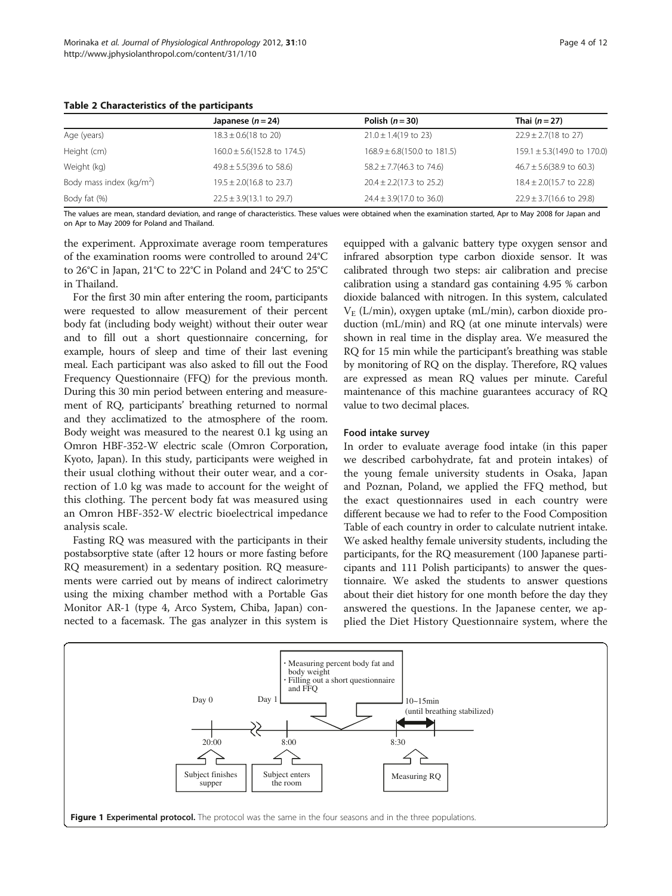**Table 2 Characteristics of the participants**

| | Japanese ($n = 24$) | Polish ($n = 30$) | Thai ($n = 27$) |
|---|---|---|---|
| Age (years) | 18.3 ± 0.6(18 to 20) | 21.0 ± 1.4(19 to 23) | 22.9 ± 2.7(18 to 27) |
| Height (cm) | 160.0 ± 5.6(152.8 to 174.5) | 168.9 ± 6.8(150.0 to 181.5) | 159.1 ± 5.3(149.0 to 170.0) |
| Weight (kg) | 49.8 ± 5.5(39.6 to 58.6) | 58.2 ± 7.7(46.3 to 74.6) | 46.7 ± 5.6(38.9 to 60.3) |
| Body mass index (kg/m$^2$) | 19.5 ± 2.0(16.8 to 23.7) | 20.4 ± 2.2(17.3 to 25.2) | 18.4 ± 2.0(15.7 to 22.8) |
| Body fat (%) | 22.5 ± 3.9(13.1 to 29.7) | 24.4 ± 3.9(17.0 to 36.0) | 22.9 ± 3.7(16.6 to 29.8) |

The values are mean, standard deviation, and range of characteristics. These values were obtained when the examination started, Apr to May 2008 for Japan and on Apr to May 2009 for Poland and Thailand.

the experiment. Approximate average room temperatures of the examination rooms were controlled to around 24°C to 26°C in Japan, 21°C to 22°C in Poland and 24°C to 25°C in Thailand.

For the first 30 min after entering the room, participants were requested to allow measurement of their percent body fat (including body weight) without their outer wear and to fill out a short questionnaire concerning, for example, hours of sleep and time of their last evening meal. Each participant was also asked to fill out the Food Frequency Questionnaire (FFQ) for the previous month. During this 30 min period between entering and measurement of RQ, participants' breathing returned to normal and they acclimatized to the atmosphere of the room. Body weight was measured to the nearest 0.1 kg using an Omron HBF-352-W electric scale (Omron Corporation, Kyoto, Japan). In this study, participants were weighed in their usual clothing without their outer wear, and a correction of 1.0 kg was made to account for the weight of this clothing. The percent body fat was measured using an Omron HBF-352-W electric bioelectrical impedance analysis scale.

Fasting RQ was measured with the participants in their postabsorptive state (after 12 hours or more fasting before RQ measurement) in a sedentary position. RQ measurements were carried out by means of indirect calorimetry using the mixing chamber method with a Portable Gas Monitor AR-1 (type 4, Arco System, Chiba, Japan) connected to a facemask. The gas analyzer in this system is equipped with a galvanic battery type oxygen sensor and infrared absorption type carbon dioxide sensor. It was calibrated through two steps: air calibration and precise calibration using a standard gas containing 4.95 % carbon dioxide balanced with nitrogen. In this system, calculated $V_E$ (L/min), oxygen uptake (mL/min), carbon dioxide production (mL/min) and RQ (at one minute intervals) were shown in real time in the display area. We measured the RQ for 15 min while the participant's breathing was stable by monitoring of RQ on the display. Therefore, RQ values are expressed as mean RQ values per minute. Careful maintenance of this machine guarantees accuracy of RQ value to two decimal places.

### Food intake survey

In order to evaluate average food intake (in this paper we described carbohydrate, fat and protein intakes) of the young female university students in Osaka, Japan and Poznan, Poland, we applied the FFQ method, but the exact questionnaires used in each country were different because we had to refer to the Food Composition Table of each country in order to calculate nutrient intake. We asked healthy female university students, including the participants, for the RQ measurement (100 Japanese participants and 111 Polish participants) to answer the questionnaire. We asked the students to answer questions about their diet history for one month before the day they answered the questions. In the Japanese center, we applied the Diet History Questionnaire system, where the

Day 0
Day 1
· Measuring percent body fat and body weight
· Filling out a short questionnaire and FFQ
10~15min
(until breathing stabilized)
20:00
8:00
8:30
Subject finishes supper
Subject enters the room
Measuring RQ

**Figure 1 Experimental protocol.** The protocol was the same in the four seasons and in the three populations.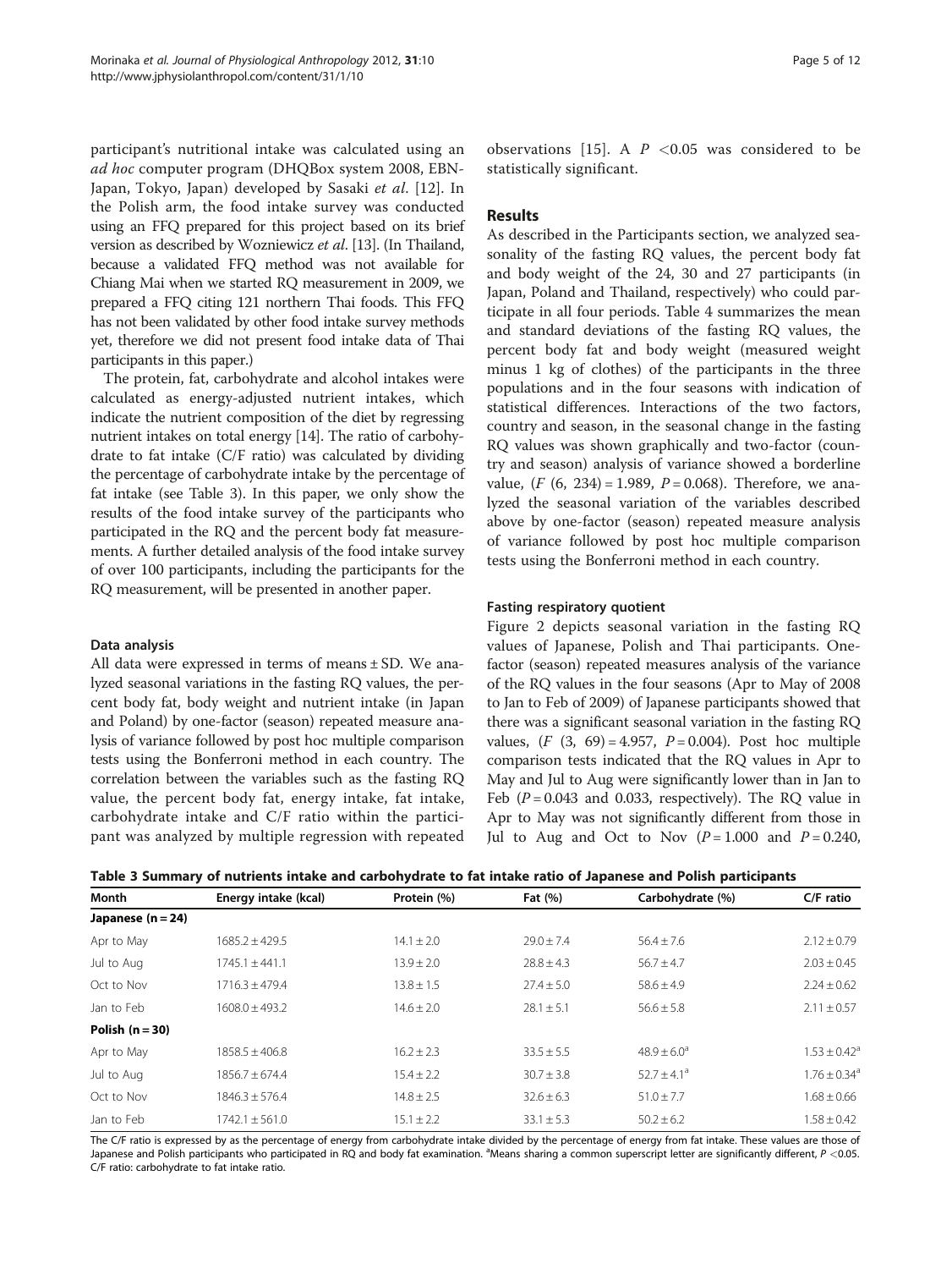participant's nutritional intake was calculated using an *ad hoc* computer program (DHQBox system 2008, EBN-Japan, Tokyo, Japan) developed by Sasaki *et al*. [12]. In the Polish arm, the food intake survey was conducted using an FFQ prepared for this project based on its brief version as described by Wozniewicz *et al*. [13]. (In Thailand, because a validated FFQ method was not available for Chiang Mai when we started RQ measurement in 2009, we prepared a FFQ citing 121 northern Thai foods. This FFQ has not been validated by other food intake survey methods yet, therefore we did not present food intake data of Thai participants in this paper.)

The protein, fat, carbohydrate and alcohol intakes were calculated as energy-adjusted nutrient intakes, which indicate the nutrient composition of the diet by regressing nutrient intakes on total energy [14]. The ratio of carbohydrate to fat intake (C/F ratio) was calculated by dividing the percentage of carbohydrate intake by the percentage of fat intake (see Table 3). In this paper, we only show the results of the food intake survey of the participants who participated in the RQ and the percent body fat measurements. A further detailed analysis of the food intake survey of over 100 participants, including the participants for the RQ measurement, will be presented in another paper.

### Data analysis

All data were expressed in terms of means ± SD. We analyzed seasonal variations in the fasting RQ values, the percent body fat, body weight and nutrient intake (in Japan and Poland) by one-factor (season) repeated measure analysis of variance followed by post hoc multiple comparison tests using the Bonferroni method in each country. The correlation between the variables such as the fasting RQ value, the percent body fat, energy intake, fat intake, carbohydrate intake and C/F ratio within the participant was analyzed by multiple regression with repeated observations [15]. A $P < 0.05$ was considered to be statistically significant.

## Results

As described in the Participants section, we analyzed seasonality of the fasting RQ values, the percent body fat and body weight of the 24, 30 and 27 participants (in Japan, Poland and Thailand, respectively) who could participate in all four periods. Table 4 summarizes the mean and standard deviations of the fasting RQ values, the percent body fat and body weight (measured weight minus 1 kg of clothes) of the participants in the three populations and in the four seasons with indication of statistical differences. Interactions of the two factors, country and season, in the seasonal change in the fasting RQ values was shown graphically and two-factor (country and season) analysis of variance showed a borderline value, ($F$ (6, 234) = 1.989, $P = 0.068$). Therefore, we analyzed the seasonal variation of the variables described above by one-factor (season) repeated measure analysis of variance followed by post hoc multiple comparison tests using the Bonferroni method in each country.

### Fasting respiratory quotient

Figure 2 depicts seasonal variation in the fasting RQ values of Japanese, Polish and Thai participants. One-factor (season) repeated measures analysis of the variance of the RQ values in the four seasons (Apr to May of 2008 to Jan to Feb of 2009) of Japanese participants showed that there was a significant seasonal variation in the fasting RQ values, ($F$ (3, 69) = 4.957, $P = 0.004$). Post hoc multiple comparison tests indicated that the RQ values in Apr to May and Jul to Aug were significantly lower than in Jan to Feb ($P = 0.043$ and 0.033, respectively). The RQ value in Apr to May was not significantly different from those in Jul to Aug and Oct to Nov ($P = 1.000$ and $P = 0.240$,

**Table 3 Summary of nutrients intake and carbohydrate to fat intake ratio of Japanese and Polish participants**

| Month | Energy intake (kcal) | Protein (%) | Fat (%) | Carbohydrate (%) | C/F ratio |
|---|---|---|---|---|---|
| **Japanese (n = 24)** | | | | | |
| Apr to May | 1685.2 ± 429.5 | 14.1 ± 2.0 | 29.0 ± 7.4 | 56.4 ± 7.6 | 2.12 ± 0.79 |
| Jul to Aug | 1745.1 ± 441.1 | 13.9 ± 2.0 | 28.8 ± 4.3 | 56.7 ± 4.7 | 2.03 ± 0.45 |
| Oct to Nov | 1716.3 ± 479.4 | 13.8 ± 1.5 | 27.4 ± 5.0 | 58.6 ± 4.9 | 2.24 ± 0.62 |
| Jan to Feb | 1608.0 ± 493.2 | 14.6 ± 2.0 | 28.1 ± 5.1 | 56.6 ± 5.8 | 2.11 ± 0.57 |
| **Polish (n = 30)** | | | | | |
| Apr to May | 1858.5 ± 406.8 | 16.2 ± 2.3 | 33.5 ± 5.5 | 48.9 ± 6.0[a] | 1.53 ± 0.42[a] |
| Jul to Aug | 1856.7 ± 674.4 | 15.4 ± 2.2 | 30.7 ± 3.8 | 52.7 ± 4.1[a] | 1.76 ± 0.34[a] |
| Oct to Nov | 1846.3 ± 576.4 | 14.8 ± 2.5 | 32.6 ± 6.3 | 51.0 ± 7.7 | 1.68 ± 0.66 |
| Jan to Feb | 1742.1 ± 561.0 | 15.1 ± 2.2 | 33.1 ± 5.3 | 50.2 ± 6.2 | 1.58 ± 0.42 |

The C/F ratio is expressed by as the percentage of energy from carbohydrate intake divided by the percentage of energy from fat intake. These values are those of Japanese and Polish participants who participated in RQ and body fat examination. [a]Means sharing a common superscript letter are significantly different, $P < 0.05$. C/F ratio: carbohydrate to fat intake ratio.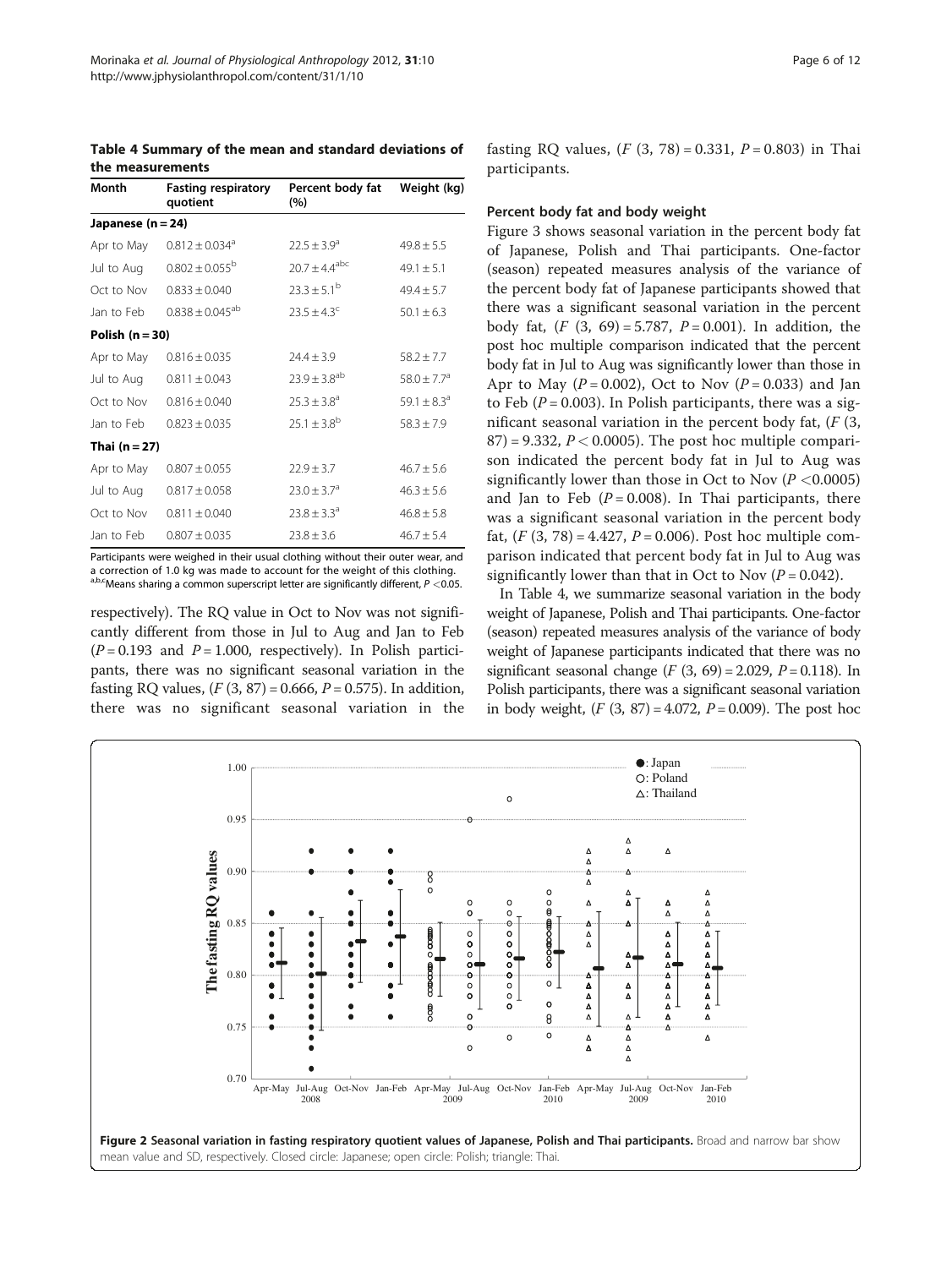**Table 4 Summary of the mean and standard deviations of the measurements**

| Month | Fasting respiratory quotient | Percent body fat (%) | Weight (kg) |
|---|---|---|---|
| **Japanese (n = 24)** | | | |
| Apr to May | $0.812 \pm 0.034^{a}$ | $22.5 \pm 3.9^{a}$ | $49.8 \pm 5.5$ |
| Jul to Aug | $0.802 \pm 0.055^{b}$ | $20.7 \pm 4.4^{abc}$ | $49.1 \pm 5.1$ |
| Oct to Nov | $0.833 \pm 0.040$ | $23.3 \pm 5.1^{b}$ | $49.4 \pm 5.7$ |
| Jan to Feb | $0.838 \pm 0.045^{ab}$ | $23.5 \pm 4.3^{c}$ | $50.1 \pm 6.3$ |
| **Polish (n = 30)** | | | |
| Apr to May | $0.816 \pm 0.035$ | $24.4 \pm 3.9$ | $58.2 \pm 7.7$ |
| Jul to Aug | $0.811 \pm 0.043$ | $23.9 \pm 3.8^{ab}$ | $58.0 \pm 7.7^{a}$ |
| Oct to Nov | $0.816 \pm 0.040$ | $25.3 \pm 3.8^{a}$ | $59.1 \pm 8.3^{a}$ |
| Jan to Feb | $0.823 \pm 0.035$ | $25.1 \pm 3.8^{b}$ | $58.3 \pm 7.9$ |
| **Thai (n = 27)** | | | |
| Apr to May | $0.807 \pm 0.055$ | $22.9 \pm 3.7$ | $46.7 \pm 5.6$ |
| Jul to Aug | $0.817 \pm 0.058$ | $23.0 \pm 3.7^{a}$ | $46.3 \pm 5.6$ |
| Oct to Nov | $0.811 \pm 0.040$ | $23.8 \pm 3.3^{a}$ | $46.8 \pm 5.8$ |
| Jan to Feb | $0.807 \pm 0.035$ | $23.8 \pm 3.6$ | $46.7 \pm 5.4$ |

Participants were weighed in their usual clothing without their outer wear, and a correction of 1.0 kg was made to account for the weight of this clothing.
[a,b,c]Means sharing a common superscript letter are significantly different, $P < 0.05$.

respectively). The RQ value in Oct to Nov was not significantly different from those in Jul to Aug and Jan to Feb ($P = 0.193$ and $P = 1.000$, respectively). In Polish participants, there was no significant seasonal variation in the fasting RQ values, ($F$ (3, 87) = 0.666, $P = 0.575$). In addition, there was no significant seasonal variation in the fasting RQ values, ($F$ (3, 78) = 0.331, $P = 0.803$) in Thai participants.

### Percent body fat and body weight

Figure 3 shows seasonal variation in the percent body fat of Japanese, Polish and Thai participants. One-factor (season) repeated measures analysis of the variance of the percent body fat of Japanese participants showed that there was a significant seasonal variation in the percent body fat, ($F$ (3, 69) = 5.787, $P = 0.001$). In addition, the post hoc multiple comparison indicated that the percent body fat in Jul to Aug was significantly lower than those in Apr to May ($P = 0.002$), Oct to Nov ($P = 0.033$) and Jan to Feb ($P = 0.003$). In Polish participants, there was a significant seasonal variation in the percent body fat, ($F$ (3, 87) = 9.332, $P < 0.0005$). The post hoc multiple comparison indicated the percent body fat in Jul to Aug was significantly lower than those in Oct to Nov ($P < 0.0005$) and Jan to Feb ($P = 0.008$). In Thai participants, there was a significant seasonal variation in the percent body fat, ($F$ (3, 78) = 4.427, $P = 0.006$). Post hoc multiple comparison indicated that percent body fat in Jul to Aug was significantly lower than that in Oct to Nov ($P = 0.042$).

In Table 4, we summarize seasonal variation in the body weight of Japanese, Polish and Thai participants. One-factor (season) repeated measures analysis of the variance of body weight of Japanese participants indicated that there was no significant seasonal change ($F$ (3, 69) = 2.029, $P = 0.118$). In Polish participants, there was a significant seasonal variation in body weight, ($F$ (3, 87) = 4.072, $P = 0.009$). The post hoc

●: Japan
○: Poland
△: Thailand

The fasting RQ values

1.00
0.95
0.90
0.85
0.80
0.75
0.70

Apr-May Jul-Aug Oct-Nov Jan-Feb Apr-May Jul-Aug Oct-Nov Jan-Feb Apr-May Jul-Aug Oct-Nov Jan-Feb
2008 2009 2010 2009 2010

**Figure 2 Seasonal variation in fasting respiratory quotient values of Japanese, Polish and Thai participants.** Broad and narrow bar show mean value and SD, respectively. Closed circle: Japanese; open circle: Polish; triangle: Thai.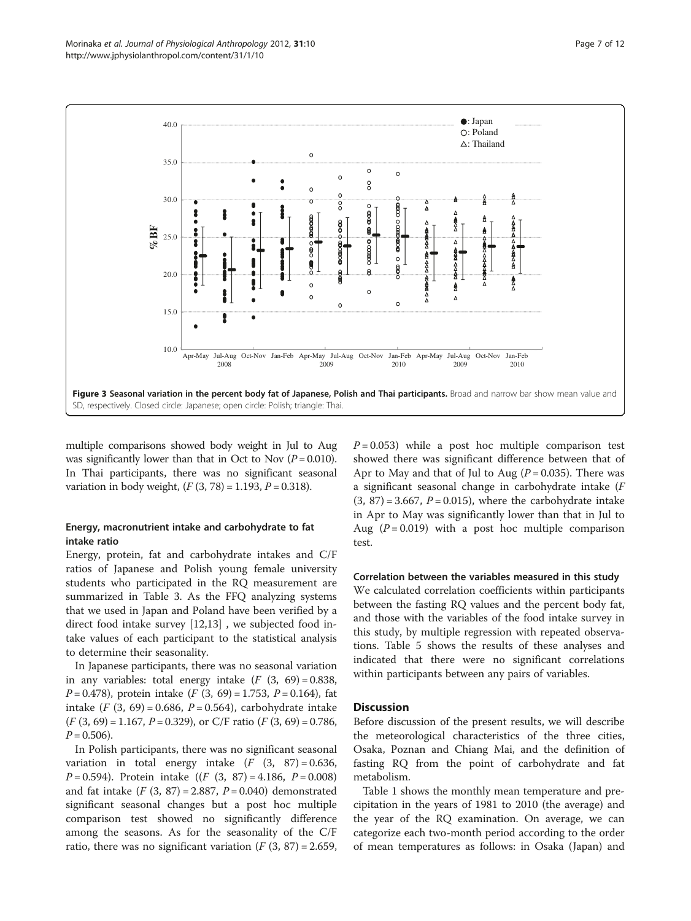40.0

35.0

30.0

% BF

25.0

20.0

15.0

10.0

●: Japan
○: Poland
△: Thailand

Apr-May Jul-Aug Oct-Nov Jan-Feb Apr-May Jul-Aug Oct-Nov Jan-Feb Apr-May Jul-Aug Oct-Nov Jan-Feb

2008 2009 2010 2009 2010

**Figure 3 Seasonal variation in the percent body fat of Japanese, Polish and Thai participants.** Broad and narrow bar show mean value and SD, respectively. Closed circle: Japanese; open circle: Polish; triangle: Thai.

multiple comparisons showed body weight in Jul to Aug was significantly lower than that in Oct to Nov ($P = 0.010$). In Thai participants, there was no significant seasonal variation in body weight, ($F$ (3, 78) = 1.193, $P = 0.318$).

### Energy, macronutrient intake and carbohydrate to fat intake ratio

Energy, protein, fat and carbohydrate intakes and C/F ratios of Japanese and Polish young female university students who participated in the RQ measurement are summarized in Table 3. As the FFQ analyzing systems that we used in Japan and Poland have been verified by a direct food intake survey [12,13] , we subjected food intake values of each participant to the statistical analysis to determine their seasonality.

In Japanese participants, there was no seasonal variation in any variables: total energy intake ($F$ (3, 69) = 0.838, $P = 0.478$), protein intake ($F$ (3, 69) = 1.753, $P = 0.164$), fat intake ($F$ (3, 69) = 0.686, $P = 0.564$), carbohydrate intake ($F$ (3, 69) = 1.167, $P = 0.329$), or C/F ratio ($F$ (3, 69) = 0.786, $P = 0.506$).

In Polish participants, there was no significant seasonal variation in total energy intake ($F$ (3, 87) = 0.636, $P = 0.594$). Protein intake (($F$ (3, 87) = 4.186, $P = 0.008$) and fat intake ($F$ (3, 87) = 2.887, $P = 0.040$) demonstrated significant seasonal changes but a post hoc multiple comparison test showed no significantly difference among the seasons. As for the seasonality of the C/F ratio, there was no significant variation ($F$ (3, 87) = 2.659, $P = 0.053$) while a post hoc multiple comparison test showed there was significant difference between that of Apr to May and that of Jul to Aug ($P = 0.035$). There was a significant seasonal change in carbohydrate intake ($F$ (3, 87) = 3.667, $P = 0.015$), where the carbohydrate intake in Apr to May was significantly lower than that in Jul to Aug ($P = 0.019$) with a post hoc multiple comparison test.

### Correlation between the variables measured in this study

We calculated correlation coefficients within participants between the fasting RQ values and the percent body fat, and those with the variables of the food intake survey in this study, by multiple regression with repeated observations. Table 5 shows the results of these analyses and indicated that there were no significant correlations within participants between any pairs of variables.

## Discussion

Before discussion of the present results, we will describe the meteorological characteristics of the three cities, Osaka, Poznan and Chiang Mai, and the definition of fasting RQ from the point of carbohydrate and fat metabolism.

Table 1 shows the monthly mean temperature and precipitation in the years of 1981 to 2010 (the average) and the year of the RQ examination. On average, we can categorize each two-month period according to the order of mean temperatures as follows: in Osaka (Japan) and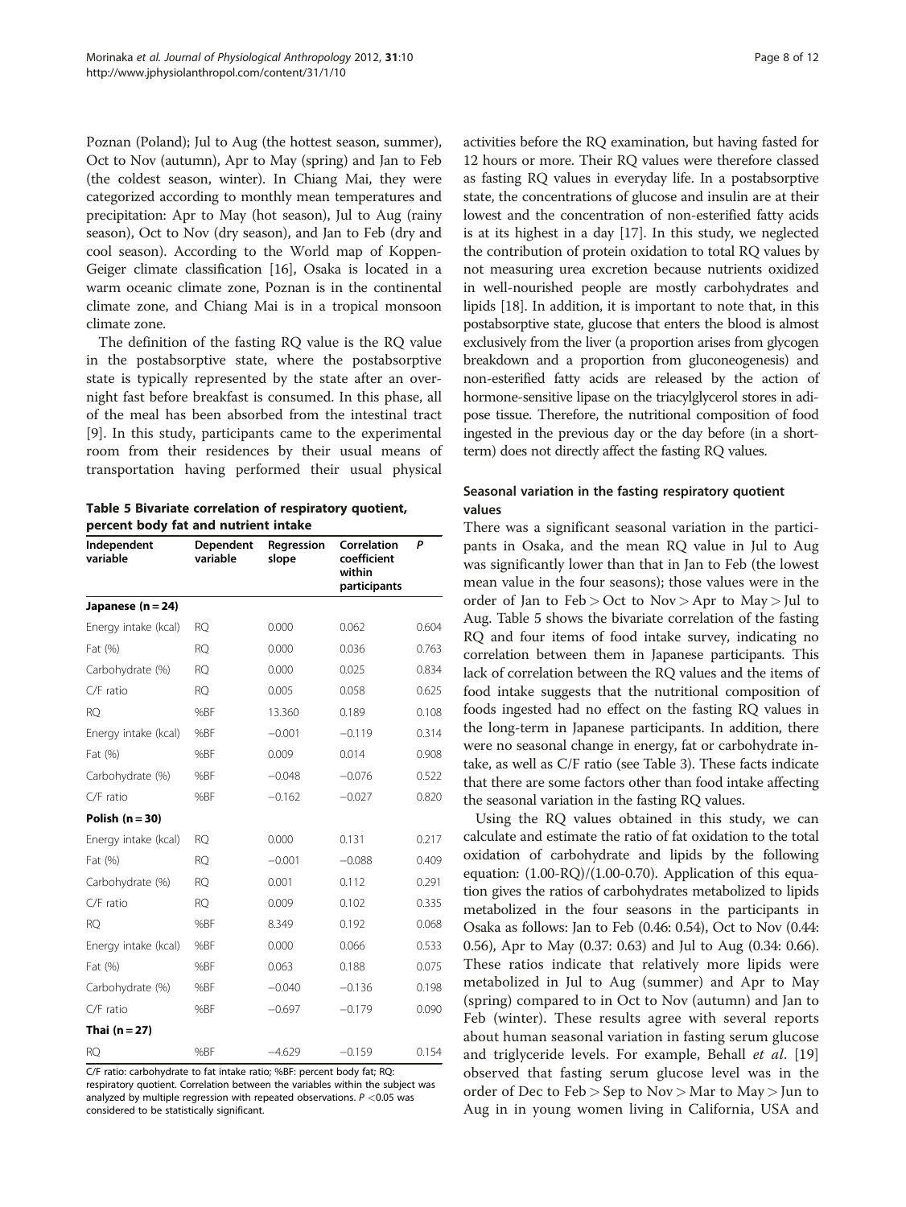Poznan (Poland); Jul to Aug (the hottest season, summer), Oct to Nov (autumn), Apr to May (spring) and Jan to Feb (the coldest season, winter). In Chiang Mai, they were categorized according to monthly mean temperatures and precipitation: Apr to May (hot season), Jul to Aug (rainy season), Oct to Nov (dry season), and Jan to Feb (dry and cool season). According to the World map of Koppen-Geiger climate classification [16], Osaka is located in a warm oceanic climate zone, Poznan is in the continental climate zone, and Chiang Mai is in a tropical monsoon climate zone.

The definition of the fasting RQ value is the RQ value in the postabsorptive state, where the postabsorptive state is typically represented by the state after an overnight fast before breakfast is consumed. In this phase, all of the meal has been absorbed from the intestinal tract [9]. In this study, participants came to the experimental room from their residences by their usual means of transportation having performed their usual physical activities before the RQ examination, but having fasted for 12 hours or more. Their RQ values were therefore classed as fasting RQ values in everyday life. In a postabsorptive state, the concentrations of glucose and insulin are at their lowest and the concentration of non-esterified fatty acids is at its highest in a day [17]. In this study, we neglected the contribution of protein oxidation to total RQ values by not measuring urea excretion because nutrients oxidized in well-nourished people are mostly carbohydrates and lipids [18]. In addition, it is important to note that, in this postabsorptive state, glucose that enters the blood is almost exclusively from the liver (a proportion arises from glycogen breakdown and a proportion from gluconeogenesis) and non-esterified fatty acids are released by the action of hormone-sensitive lipase on the triacylglycerol stores in adipose tissue. Therefore, the nutritional composition of food ingested in the previous day or the day before (in a short-term) does not directly affect the fasting RQ values.

**Table 5 Bivariate correlation of respiratory quotient, percent body fat and nutrient intake**

| Independent variable | Dependent variable | Regression slope | Correlation coefficient within participants | P |
|---|---|---|---|---|
| **Japanese (n = 24)** | | | | |
| Energy intake (kcal) | RQ | 0.000 | 0.062 | 0.604 |
| Fat (%) | RQ | 0.000 | 0.036 | 0.763 |
| Carbohydrate (%) | RQ | 0.000 | 0.025 | 0.834 |
| C/F ratio | RQ | 0.005 | 0.058 | 0.625 |
| RQ | %BF | 13.360 | 0.189 | 0.108 |
| Energy intake (kcal) | %BF | −0.001 | −0.119 | 0.314 |
| Fat (%) | %BF | 0.009 | 0.014 | 0.908 |
| Carbohydrate (%) | %BF | −0.048 | −0.076 | 0.522 |
| C/F ratio | %BF | −0.162 | −0.027 | 0.820 |
| **Polish (n = 30)** | | | | |
| Energy intake (kcal) | RQ | 0.000 | 0.131 | 0.217 |
| Fat (%) | RQ | −0.001 | −0.088 | 0.409 |
| Carbohydrate (%) | RQ | 0.001 | 0.112 | 0.291 |
| C/F ratio | RQ | 0.009 | 0.102 | 0.335 |
| RQ | %BF | 8.349 | 0.192 | 0.068 |
| Energy intake (kcal) | %BF | 0.000 | 0.066 | 0.533 |
| Fat (%) | %BF | 0.063 | 0.188 | 0.075 |
| Carbohydrate (%) | %BF | −0.040 | −0.136 | 0.198 |
| C/F ratio | %BF | −0.697 | −0.179 | 0.090 |
| **Thai (n = 27)** | | | | |
| RQ | %BF | −4.629 | −0.159 | 0.154 |

C/F ratio: carbohydrate to fat intake ratio; %BF: percent body fat; RQ: respiratory quotient. Correlation between the variables within the subject was analyzed by multiple regression with repeated observations. $P < 0.05$ was considered to be statistically significant.

### Seasonal variation in the fasting respiratory quotient values

There was a significant seasonal variation in the participants in Osaka, and the mean RQ value in Jul to Aug was significantly lower than that in Jan to Feb (the lowest mean value in the four seasons); those values were in the order of Jan to Feb > Oct to Nov > Apr to May > Jul to Aug. Table 5 shows the bivariate correlation of the fasting RQ and four items of food intake survey, indicating no correlation between them in Japanese participants. This lack of correlation between the RQ values and the items of food intake suggests that the nutritional composition of foods ingested had no effect on the fasting RQ values in the long-term in Japanese participants. In addition, there were no seasonal change in energy, fat or carbohydrate intake, as well as C/F ratio (see Table 3). These facts indicate that there are some factors other than food intake affecting the seasonal variation in the fasting RQ values.

Using the RQ values obtained in this study, we can calculate and estimate the ratio of fat oxidation to the total oxidation of carbohydrate and lipids by the following equation: $(1.00\text{-RQ})/(1.00\text{-}0.70)$. Application of this equation gives the ratios of carbohydrates metabolized to lipids metabolized in the four seasons in the participants in Osaka as follows: Jan to Feb (0.46: 0.54), Oct to Nov (0.44: 0.56), Apr to May (0.37: 0.63) and Jul to Aug (0.34: 0.66). These ratios indicate that relatively more lipids were metabolized in Jul to Aug (summer) and Apr to May (spring) compared to in Oct to Nov (autumn) and Jan to Feb (winter). These results agree with several reports about human seasonal variation in fasting serum glucose and triglyceride levels. For example, Behall *et al*. [19] observed that fasting serum glucose level was in the order of Dec to Feb > Sep to Nov > Mar to May > Jun to Aug in in young women living in California, USA and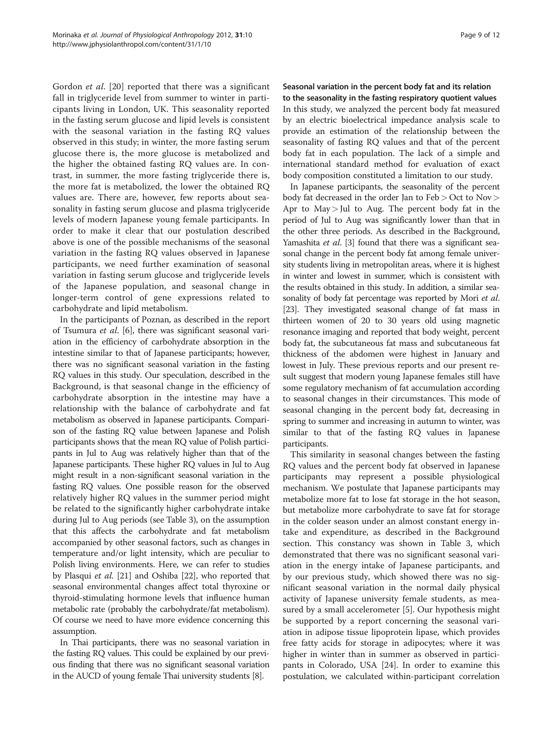Gordon *et al*. [20] reported that there was a significant fall in triglyceride level from summer to winter in participants living in London, UK. This seasonality reported in the fasting serum glucose and lipid levels is consistent with the seasonal variation in the fasting RQ values observed in this study; in winter, the more fasting serum glucose there is, the more glucose is metabolized and the higher the obtained fasting RQ values are. In contrast, in summer, the more fasting triglyceride there is, the more fat is metabolized, the lower the obtained RQ values are. There are, however, few reports about seasonality in fasting serum glucose and plasma triglyceride levels of modern Japanese young female participants. In order to make it clear that our postulation described above is one of the possible mechanisms of the seasonal variation in the fasting RQ values observed in Japanese participants, we need further examination of seasonal variation in fasting serum glucose and triglyceride levels of the Japanese population, and seasonal change in longer-term control of gene expressions related to carbohydrate and lipid metabolism.

In the participants of Poznan, as described in the report of Tsumura *et al*. [6], there was significant seasonal variation in the efficiency of carbohydrate absorption in the intestine similar to that of Japanese participants; however, there was no significant seasonal variation in the fasting RQ values in this study. Our speculation, described in the Background, is that seasonal change in the efficiency of carbohydrate absorption in the intestine may have a relationship with the balance of carbohydrate and fat metabolism as observed in Japanese participants. Comparison of the fasting RQ value between Japanese and Polish participants shows that the mean RQ value of Polish participants in Jul to Aug was relatively higher than that of the Japanese participants. These higher RQ values in Jul to Aug might result in a non-significant seasonal variation in the fasting RQ values. One possible reason for the observed relatively higher RQ values in the summer period might be related to the significantly higher carbohydrate intake during Jul to Aug periods (see Table 3), on the assumption that this affects the carbohydrate and fat metabolism accompanied by other seasonal factors, such as changes in temperature and/or light intensity, which are peculiar to Polish living environments. Here, we can refer to studies by Plasqui *et al*. [21] and Oshiba [22], who reported that seasonal environmental changes affect total thyroxine or thyroid-stimulating hormone levels that influence human metabolic rate (probably the carbohydrate/fat metabolism). Of course we need to have more evidence concerning this assumption.

In Thai participants, there was no seasonal variation in the fasting RQ values. This could be explained by our previous finding that there was no significant seasonal variation in the AUCD of young female Thai university students [8].

### Seasonal variation in the percent body fat and its relation to the seasonality in the fasting respiratory quotient values

In this study, we analyzed the percent body fat measured by an electric bioelectrical impedance analysis scale to provide an estimation of the relationship between the seasonality of fasting RQ values and that of the percent body fat in each population. The lack of a simple and international standard method for evaluation of exact body composition constituted a limitation to our study.

In Japanese participants, the seasonality of the percent body fat decreased in the order Jan to Feb > Oct to Nov > Apr to May > Jul to Aug. The percent body fat in the period of Jul to Aug was significantly lower than that in the other three periods. As described in the Background, Yamashita *et al*. [3] found that there was a significant seasonal change in the percent body fat among female university students living in metropolitan areas, where it is highest in winter and lowest in summer, which is consistent with the results obtained in this study. In addition, a similar seasonality of body fat percentage was reported by Mori *et al*. [23]. They investigated seasonal change of fat mass in thirteen women of 20 to 30 years old using magnetic resonance imaging and reported that body weight, percent body fat, the subcutaneous fat mass and subcutaneous fat thickness of the abdomen were highest in January and lowest in July. These previous reports and our present result suggest that modern young Japanese females still have some regulatory mechanism of fat accumulation according to seasonal changes in their circumstances. This mode of seasonal changing in the percent body fat, decreasing in spring to summer and increasing in autumn to winter, was similar to that of the fasting RQ values in Japanese participants.

This similarity in seasonal changes between the fasting RQ values and the percent body fat observed in Japanese participants may represent a possible physiological mechanism. We postulate that Japanese participants may metabolize more fat to lose fat storage in the hot season, but metabolize more carbohydrate to save fat for storage in the colder season under an almost constant energy intake and expenditure, as described in the Background section. This constancy was shown in Table 3, which demonstrated that there was no significant seasonal variation in the energy intake of Japanese participants, and by our previous study, which showed there was no significant seasonal variation in the normal daily physical activity of Japanese university female students, as measured by a small accelerometer [5]. Our hypothesis might be supported by a report concerning the seasonal variation in adipose tissue lipoprotein lipase, which provides free fatty acids for storage in adipocytes; where it was higher in winter than in summer as observed in participants in Colorado, USA [24]. In order to examine this postulation, we calculated within-participant correlation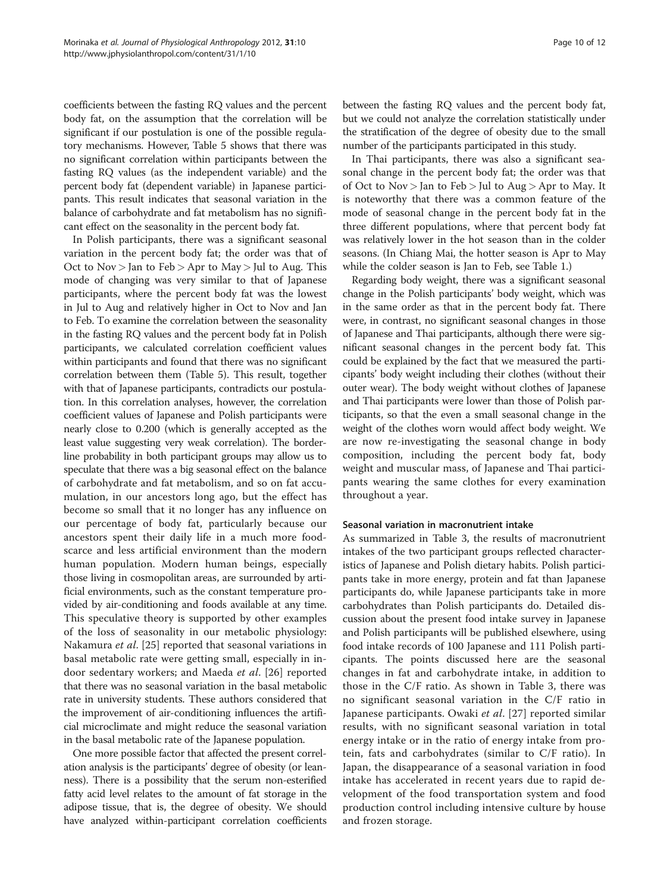coefficients between the fasting RQ values and the percent body fat, on the assumption that the correlation will be significant if our postulation is one of the possible regulatory mechanisms. However, Table 5 shows that there was no significant correlation within participants between the fasting RQ values (as the independent variable) and the percent body fat (dependent variable) in Japanese participants. This result indicates that seasonal variation in the balance of carbohydrate and fat metabolism has no significant effect on the seasonality in the percent body fat.

In Polish participants, there was a significant seasonal variation in the percent body fat; the order was that of Oct to Nov > Jan to Feb > Apr to May > Jul to Aug. This mode of changing was very similar to that of Japanese participants, where the percent body fat was the lowest in Jul to Aug and relatively higher in Oct to Nov and Jan to Feb. To examine the correlation between the seasonality in the fasting RQ values and the percent body fat in Polish participants, we calculated correlation coefficient values within participants and found that there was no significant correlation between them (Table 5). This result, together with that of Japanese participants, contradicts our postulation. In this correlation analyses, however, the correlation coefficient values of Japanese and Polish participants were nearly close to 0.200 (which is generally accepted as the least value suggesting very weak correlation). The borderline probability in both participant groups may allow us to speculate that there was a big seasonal effect on the balance of carbohydrate and fat metabolism, and so on fat accumulation, in our ancestors long ago, but the effect has become so small that it no longer has any influence on our percentage of body fat, particularly because our ancestors spent their daily life in a much more food-scarce and less artificial environment than the modern human population. Modern human beings, especially those living in cosmopolitan areas, are surrounded by artificial environments, such as the constant temperature provided by air-conditioning and foods available at any time. This speculative theory is supported by other examples of the loss of seasonality in our metabolic physiology: Nakamura *et al*. [25] reported that seasonal variations in basal metabolic rate were getting small, especially in indoor sedentary workers; and Maeda *et al*. [26] reported that there was no seasonal variation in the basal metabolic rate in university students. These authors considered that the improvement of air-conditioning influences the artificial microclimate and might reduce the seasonal variation in the basal metabolic rate of the Japanese population.

One more possible factor that affected the present correlation analysis is the participants' degree of obesity (or leanness). There is a possibility that the serum non-esterified fatty acid level relates to the amount of fat storage in the adipose tissue, that is, the degree of obesity. We should have analyzed within-participant correlation coefficients between the fasting RQ values and the percent body fat, but we could not analyze the correlation statistically under the stratification of the degree of obesity due to the small number of the participants participated in this study.

In Thai participants, there was also a significant seasonal change in the percent body fat; the order was that of Oct to Nov > Jan to Feb > Jul to Aug > Apr to May. It is noteworthy that there was a common feature of the mode of seasonal change in the percent body fat in the three different populations, where that percent body fat was relatively lower in the hot season than in the colder seasons. (In Chiang Mai, the hotter season is Apr to May while the colder season is Jan to Feb, see Table 1.)

Regarding body weight, there was a significant seasonal change in the Polish participants' body weight, which was in the same order as that in the percent body fat. There were, in contrast, no significant seasonal changes in those of Japanese and Thai participants, although there were significant seasonal changes in the percent body fat. This could be explained by the fact that we measured the participants' body weight including their clothes (without their outer wear). The body weight without clothes of Japanese and Thai participants were lower than those of Polish participants, so that the even a small seasonal change in the weight of the clothes worn would affect body weight. We are now re-investigating the seasonal change in body composition, including the percent body fat, body weight and muscular mass, of Japanese and Thai participants wearing the same clothes for every examination throughout a year.

### Seasonal variation in macronutrient intake

As summarized in Table 3, the results of macronutrient intakes of the two participant groups reflected characteristics of Japanese and Polish dietary habits. Polish participants take in more energy, protein and fat than Japanese participants do, while Japanese participants take in more carbohydrates than Polish participants do. Detailed discussion about the present food intake survey in Japanese and Polish participants will be published elsewhere, using food intake records of 100 Japanese and 111 Polish participants. The points discussed here are the seasonal changes in fat and carbohydrate intake, in addition to those in the C/F ratio. As shown in Table 3, there was no significant seasonal variation in the C/F ratio in Japanese participants. Owaki *et al*. [27] reported similar results, with no significant seasonal variation in total energy intake or in the ratio of energy intake from protein, fats and carbohydrates (similar to C/F ratio). In Japan, the disappearance of a seasonal variation in food intake has accelerated in recent years due to rapid development of the food transportation system and food production control including intensive culture by house and frozen storage.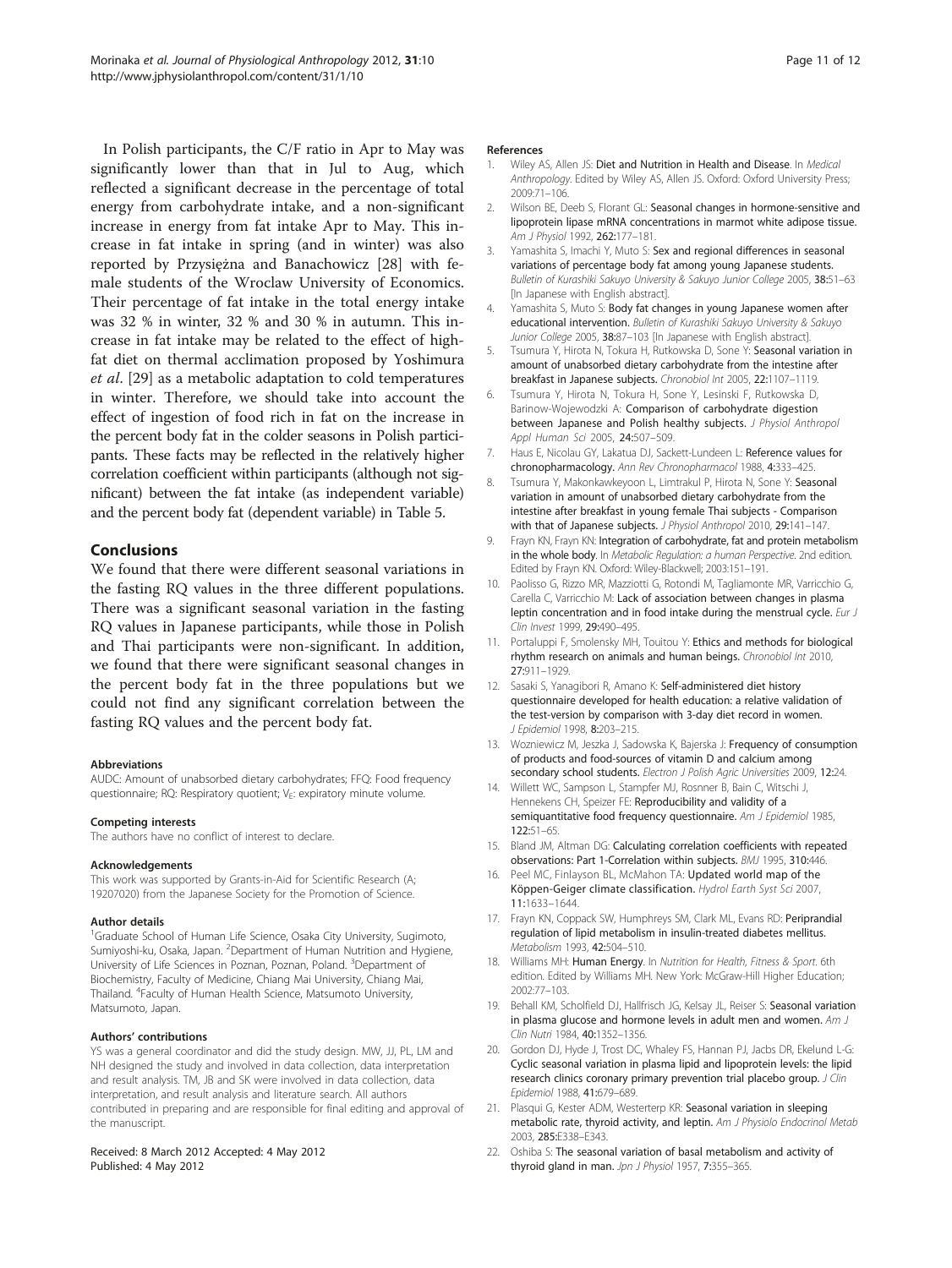In Polish participants, the C/F ratio in Apr to May was significantly lower than that in Jul to Aug, which reflected a significant decrease in the percentage of total energy from carbohydrate intake, and a non-significant increase in energy from fat intake Apr to May. This increase in fat intake in spring (and in winter) was also reported by Przysiężna and Banachowicz [28] with female students of the Wroclaw University of Economics. Their percentage of fat intake in the total energy intake was 32 % in winter, 32 % and 30 % in autumn. This increase in fat intake may be related to the effect of high-fat diet on thermal acclimation proposed by Yoshimura *et al*. [29] as a metabolic adaptation to cold temperatures in winter. Therefore, we should take into account the effect of ingestion of food rich in fat on the increase in the percent body fat in the colder seasons in Polish participants. These facts may be reflected in the relatively higher correlation coefficient within participants (although not significant) between the fat intake (as independent variable) and the percent body fat (dependent variable) in Table 5.

## Conclusions

We found that there were different seasonal variations in the fasting RQ values in the three different populations. There was a significant seasonal variation in the fasting RQ values in Japanese participants, while those in Polish and Thai participants were non-significant. In addition, we found that there were significant seasonal changes in the percent body fat in the three populations but we could not find any significant correlation between the fasting RQ values and the percent body fat.

#### Abbreviations

AUDC: Amount of unabsorbed dietary carbohydrates; FFQ: Food frequency questionnaire; RQ: Respiratory quotient; $V_E$: expiratory minute volume.

#### Competing interests

The authors have no conflict of interest to declare.

#### Acknowledgements

This work was supported by Grants-in-Aid for Scientific Research (A; 19207020) from the Japanese Society for the Promotion of Science.

#### Author details

[1]Graduate School of Human Life Science, Osaka City University, Sugimoto, Sumiyoshi-ku, Osaka, Japan. [2]Department of Human Nutrition and Hygiene, University of Life Sciences in Poznan, Poznan, Poland. [3]Department of Biochemistry, Faculty of Medicine, Chiang Mai University, Chiang Mai, Thailand. [4]Faculty of Human Health Science, Matsumoto University, Matsumoto, Japan.

#### Authors' contributions

YS was a general coordinator and did the study design. MW, JJ, PL, LM and NH designed the study and involved in data collection, data interpretation and result analysis. TM, JB and SK were involved in data collection, data interpretation, and result analysis and literature search. All authors contributed in preparing and are responsible for final editing and approval of the manuscript.

Received: 8 March 2012 Accepted: 4 May 2012
Published: 4 May 2012

#### References

1. Wiley AS, Allen JS: **Diet and Nutrition in Health and Disease**. In *Medical Anthropology*. Edited by Wiley AS, Allen JS. Oxford: Oxford University Press; 2009:71–106.
2. Wilson BE, Deeb S, Florant GL: **Seasonal changes in hormone-sensitive and lipoprotein lipase mRNA concentrations in marmot white adipose tissue.** *Am J Physiol* 1992, **262:**177–181.
3. Yamashita S, Imachi Y, Muto S: **Sex and regional differences in seasonal variations of percentage body fat among young Japanese students.** *Bulletin of Kurashiki Sakuyo University & Sakuyo Junior College* 2005, **38:**51–63 [In Japanese with English abstract].
4. Yamashita S, Muto S: **Body fat changes in young Japanese women after educational intervention.** *Bulletin of Kurashiki Sakuyo University & Sakuyo Junior College* 2005, **38:**87–103 [In Japanese with English abstract].
5. Tsumura Y, Hirota N, Tokura H, Rutkowska D, Sone Y: **Seasonal variation in amount of unabsorbed dietary carbohydrate from the intestine after breakfast in Japanese subjects.** *Chronobiol Int* 2005, **22:**1107–1119.
6. Tsumura Y, Hirota N, Tokura H, Sone Y, Lesinski F, Rutkowska D, Barinow-Wojewodzki A: **Comparison of carbohydrate digestion between Japanese and Polish healthy subjects.** *J Physiol Anthropol Appl Human Sci* 2005, **24:**507–509.
7. Haus E, Nicolau GY, Lakatua DJ, Sackett-Lundeen L: **Reference values for chronopharmacology.** *Ann Rev Chronopharmacol* 1988, **4:**333–425.
8. Tsumura Y, Makonkawkeyoon L, Limtrakul P, Hirota N, Sone Y: **Seasonal variation in amount of unabsorbed dietary carbohydrate from the intestine after breakfast in young female Thai subjects - Comparison with that of Japanese subjects.** *J Physiol Anthropol* 2010, **29:**141–147.
9. Frayn KN, Frayn KN: **Integration of carbohydrate, fat and protein metabolism in the whole body.** In *Metabolic Regulation: a human Perspective*. 2nd edition. Edited by Frayn KN. Oxford: Wiley-Blackwell; 2003:151–191.
10. Paolisso G, Rizzo MR, Mazziotti G, Rotondi M, Tagliamonte MR, Varricchio G, Carella C, Varricchio M: **Lack of association between changes in plasma leptin concentration and in food intake during the menstrual cycle.** *Eur J Clin Invest* 1999, **29:**490–495.
11. Portaluppi F, Smolensky MH, Touitou Y: **Ethics and methods for biological rhythm research on animals and human beings.** *Chronobiol Int* 2010, **27:**911–1929.
12. Sasaki S, Yanagibori R, Amano K: **Self-administered diet history questionnaire developed for health education: a relative validation of the test-version by comparison with 3-day diet record in women.** *J Epidemiol* 1998, **8:**203–215.
13. Wozniewicz M, Jeszka J, Sadowska K, Bajerska J: **Frequency of consumption of products and food-sources of vitamin D and calcium among secondary school students.** *Electron J Polish Agric Universities* 2009, **12:**24.
14. Willett WC, Sampson L, Stampfer MJ, Rosnner B, Bain C, Witschi J, Hennekens CH, Speizer FE: **Reproducibility and validity of a semiquantitative food frequency questionnaire.** *Am J Epidemiol* 1985, **122:**51–65.
15. Bland JM, Altman DG: **Calculating correlation coefficients with repeated observations: Part 1-Correlation within subjects.** *BMJ* 1995, **310:**446.
16. Peel MC, Finlayson BL, McMahon TA: **Updated world map of the Köppen-Geiger climate classification.** *Hydrol Earth Syst Sci* 2007, **11:**1633–1644.
17. Frayn KN, Coppack SW, Humphreys SM, Clark ML, Evans RD: **Periprandial regulation of lipid metabolism in insulin-treated diabetes mellitus.** *Metabolism* 1993, **42:**504–510.
18. Williams MH: **Human Energy**. In *Nutrition for Health, Fitness & Sport*. 6th edition. Edited by Williams MH. New York: McGraw-Hill Higher Education; 2002:77–103.
19. Behall KM, Scholfield DJ, Hallfrisch JG, Kelsay JL, Reiser S: **Seasonal variation in plasma glucose and hormone levels in adult men and women.** *Am J Clin Nutri* 1984, **40:**1352–1356.
20. Gordon DJ, Hyde J, Trost DC, Whaley FS, Hannan PJ, Jacbs DR, Ekelund L-G: **Cyclic seasonal variation in plasma lipid and lipoprotein levels: the lipid research clinics coronary primary prevention trial placebo group.** *J Clin Epidemiol* 1988, **41:**679–689.
21. Plasqui G, Kester ADM, Westerterp KR: **Seasonal variation in sleeping metabolic rate, thyroid activity, and leptin.** *Am J Physiolo Endocrinol Metab* 2003, **285:**E338–E343.
22. Oshiba S: **The seasonal variation of basal metabolism and activity of thyroid gland in man.** *Jpn J Physiol* 1957, **7:**355–365.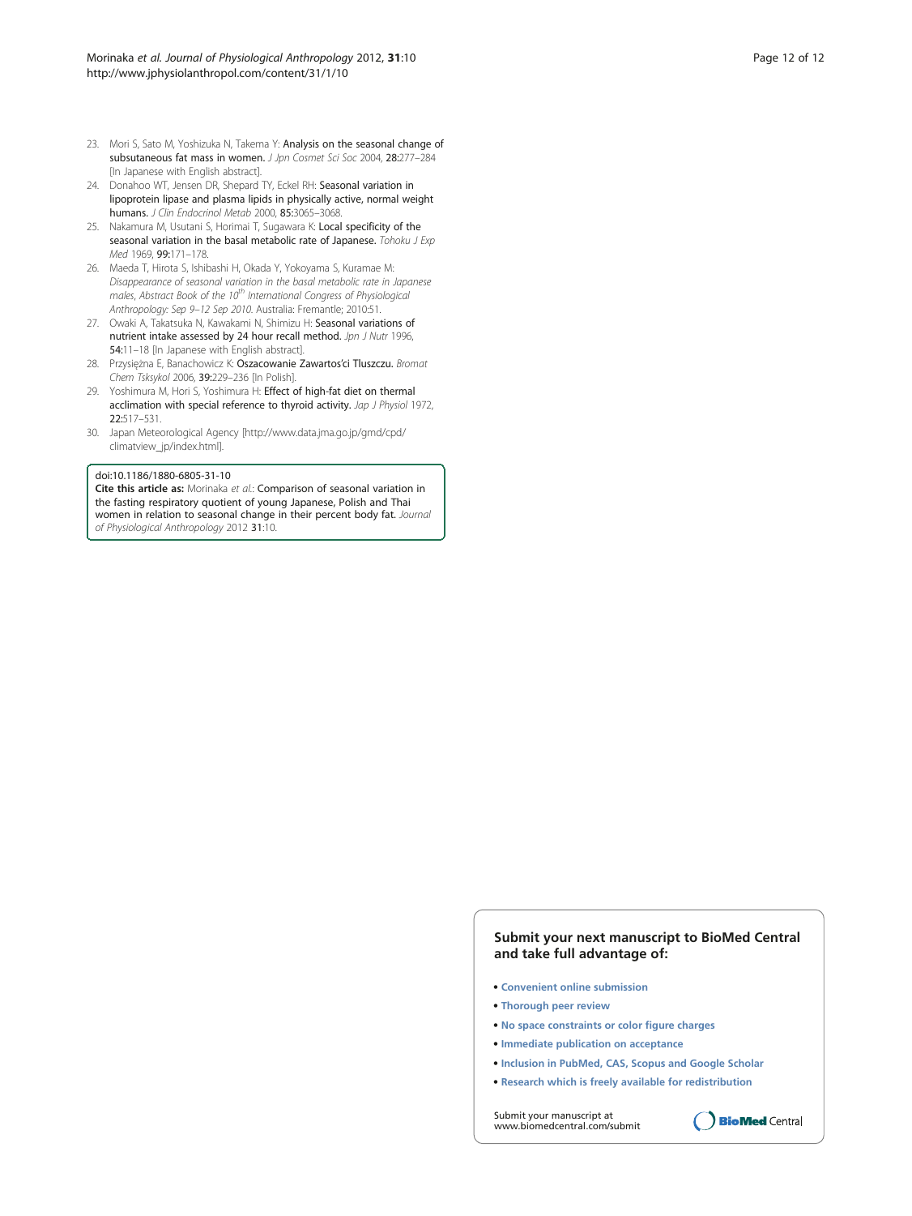23. Mori S, Sato M, Yoshizuka N, Takema Y: **Analysis on the seasonal change of subsutaneous fat mass in women.** *J Jpn Cosmet Sci Soc* 2004, **28:**277–284 [In Japanese with English abstract].
24. Donahoo WT, Jensen DR, Shepard TY, Eckel RH: **Seasonal variation in lipoprotein lipase and plasma lipids in physically active, normal weight humans.** *J Clin Endocrinol Metab* 2000, **85:**3065–3068.
25. Nakamura M, Usutani S, Horimai T, Sugawara K: **Local specificity of the seasonal variation in the basal metabolic rate of Japanese.** *Tohoku J Exp Med* 1969, **99:**171–178.
26. Maeda T, Hirota S, Ishibashi H, Okada Y, Yokoyama S, Kuramae M: *Disappearance of seasonal variation in the basal metabolic rate in Japanese males, Abstract Book of the 10th International Congress of Physiological Anthropology: Sep 9–12 Sep 2010.* Australia: Fremantle; 2010:51.
27. Owaki A, Takatsuka N, Kawakami N, Shimizu H: **Seasonal variations of nutrient intake assessed by 24 hour recall method.** *Jpn J Nutr* 1996, **54:**11–18 [In Japanese with English abstract].
28. Przysiężna E, Banachowicz K: **Oszacowanie Zawartos'ci Tluszczu.** *Bromat Chem Tsksykol* 2006, **39:**229–236 [In Polish].
29. Yoshimura M, Hori S, Yoshimura H: **Effect of high-fat diet on thermal acclimation with special reference to thyroid activity.** *Jap J Physiol* 1972, **22:**517–531.
30. Japan Meteorological Agency [http://www.data.jma.go.jp/gmd/cpd/climatview_jp/index.html].

doi:10.1186/1880-6805-31-10

**Cite this article as:** Morinaka *et al.*: Comparison of seasonal variation in the fasting respiratory quotient of young Japanese, Polish and Thai women in relation to seasonal change in their percent body fat. *Journal of Physiological Anthropology* 2012 **31**:10.

**Submit your next manuscript to BioMed Central and take full advantage of:**

- **Convenient online submission**
- **Thorough peer review**
- **No space constraints or color figure charges**
- **Immediate publication on acceptance**
- **Inclusion in PubMed, CAS, Scopus and Google Scholar**
- **Research which is freely available for redistribution**

Submit your manuscript at
www.biomedcentral.com/submit

BioMed Central